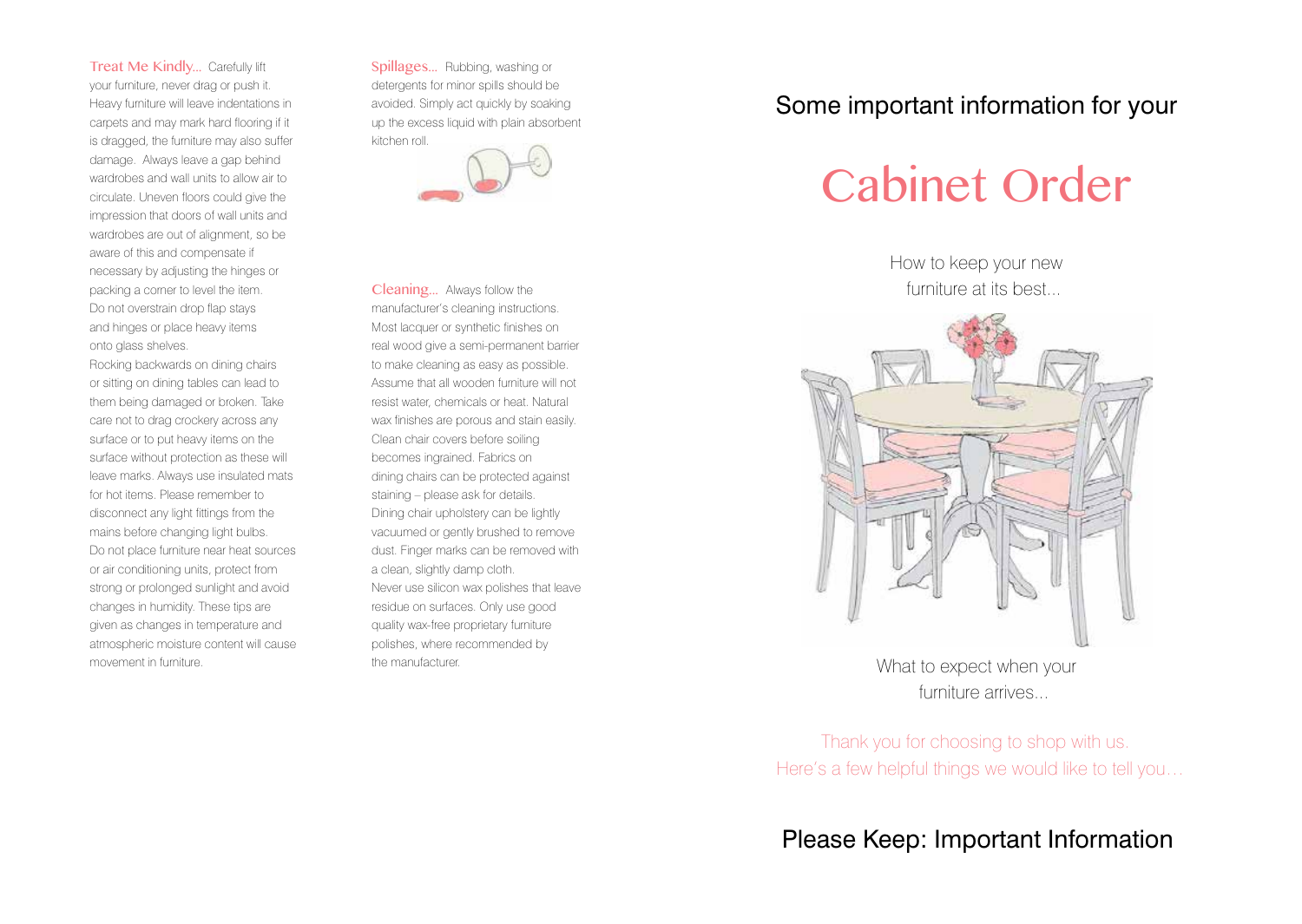**Treat Me Kindly...** Carefully lift your furniture, never drag or push it. Heavy furniture will leave indentations in carpets and may mark hard flooring if it is dragged, the furniture may also suffer damage. Always leave a gap behind wardrobes and wall units to allow air to circulate. Uneven floors could give the impression that doors of wall units and wardrobes are out of alignment, so be aware of this and compensate if necessary by adjusting the hinges or packing a corner to level the item. Do not overstrain drop flap stays and hinges or place heavy items onto glass shelves.

Rocking backwards on dining chairs or sitting on dining tables can lead to them being damaged or broken. Take care not to drag crockery across any surface or to put heavy items on the surface without protection as these will leave marks. Always use insulated mats for hot items. Please remember to disconnect any light fittings from the mains before changing light bulbs.

Do not place furniture near heat sources or air conditioning units, protect from strong or prolonged sunlight and avoid changes in humidity. These tips are given as changes in temperature and atmospheric moisture content will cause movement in furniture.

**Spillages...** Rubbing, washing or detergents for minor spills should be avoided. Simply act quickly by soaking up the excess liquid with plain absorbent kitchen roll.

**Cleaning...** Always follow the manufacturer's cleaning instructions. Most lacquer or synthetic finishes on real wood give a semi-permanent barrier to make cleaning as easy as possible. Assume that all wooden furniture will not resist water, chemicals or heat. Natural wax finishes are porous and stain easily. Clean chair covers before soiling becomes ingrained. Fabrics on dining chairs can be protected against staining – please ask for details. Dining chair upholstery can be lightly vacuumed or gently brushed to remove dust. Finger marks can be removed with a clean, slightly damp cloth.

Never use silicon wax polishes that leave residue on surfaces. Only use good quality wax-free proprietary furniture polishes, where recommended by the manufacturer.

Some important information for your

# Cabinet Order

How to keep your new furniture at its best...

What to expect when your furniture arrives...

Thank you for choosing to shop with us.
Here's a few helpful things we would like to tell you...

## Please Keep: Important Information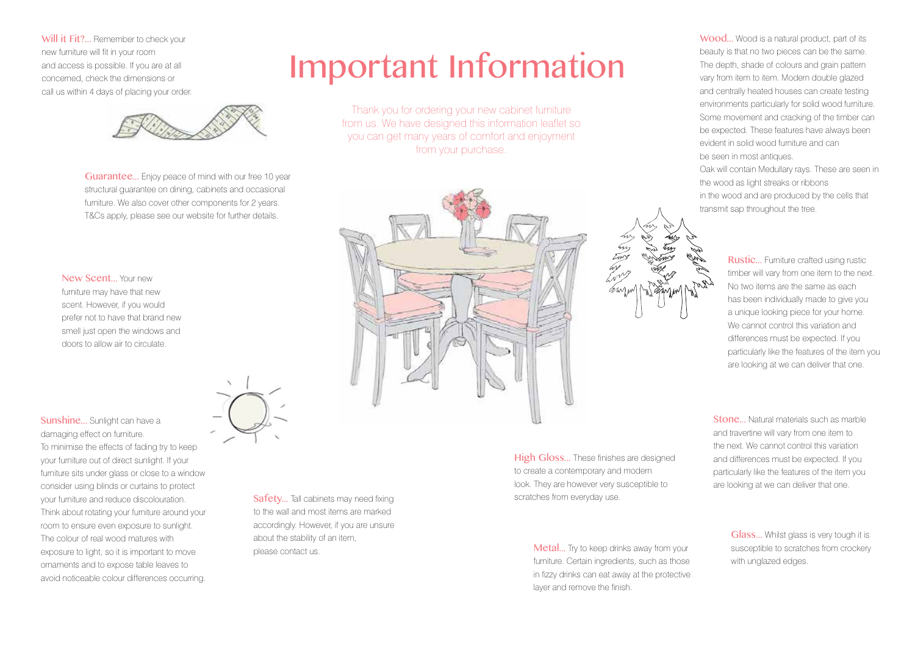# Important Information

Thank you for ordering your new cabinet furniture from us. We have designed this information leaflet so you can get many years of comfort and enjoyment from your purchase.

**Will it Fit?...** Remember to check your new furniture will fit in your room and access is possible. If you are at all concerned, check the dimensions or call us within 4 days of placing your order.

**Guarantee...** Enjoy peace of mind with our free 10 year structural guarantee on dining, cabinets and occasional furniture. We also cover other components for 2 years. T&Cs apply, please see our website for further details.

**New Scent...** Your new furniture may have that new scent. However, if you would prefer not to have that brand new smell just open the windows and doors to allow air to circulate.

**Sunshine...** Sunlight can have a damaging effect on furniture. To minimise the effects of fading try to keep your furniture out of direct sunlight. If your furniture sits under glass or close to a window consider using blinds or curtains to protect your furniture and reduce discolouration. Think about rotating your furniture around your room to ensure even exposure to sunlight. The colour of real wood matures with exposure to light, so it is important to move ornaments and to expose table leaves to avoid noticeable colour differences occurring.

**Safety...** Tall cabinets may need fixing to the wall and most items are marked accordingly. However, if you are unsure about the stability of an item, please contact us.

**High Gloss...** These finishes are designed to create a contemporary and modern look. They are however very susceptible to scratches from everyday use.

**Metal...** Try to keep drinks away from your furniture. Certain ingredients, such as those in fizzy drinks can eat away at the protective layer and remove the finish.

**Wood...** Wood is a natural product, part of its beauty is that no two pieces can be the same. The depth, shade of colours and grain pattern vary from item to item. Modern double glazed and centrally heated houses can create testing environments particularly for solid wood furniture. Some movement and cracking of the timber can be expected. These features have always been evident in solid wood furniture and can be seen in most antiques.
Oak will contain Medullary rays. These are seen in the wood as light streaks or ribbons in the wood and are produced by the cells that transmit sap throughout the tree.

**Rustic...** Furniture crafted using rustic timber will vary from one item to the next. No two items are the same as each has been individually made to give you a unique looking piece for your home. We cannot control this variation and differences must be expected. If you particularly like the features of the item you are looking at we can deliver that one.

**Stone...** Natural materials such as marble and travertine will vary from one item to the next. We cannot control this variation and differences must be expected. If you particularly like the features of the item you are looking at we can deliver that one.

**Glass...** Whilst glass is very tough it is susceptible to scratches from crockery with unglazed edges.